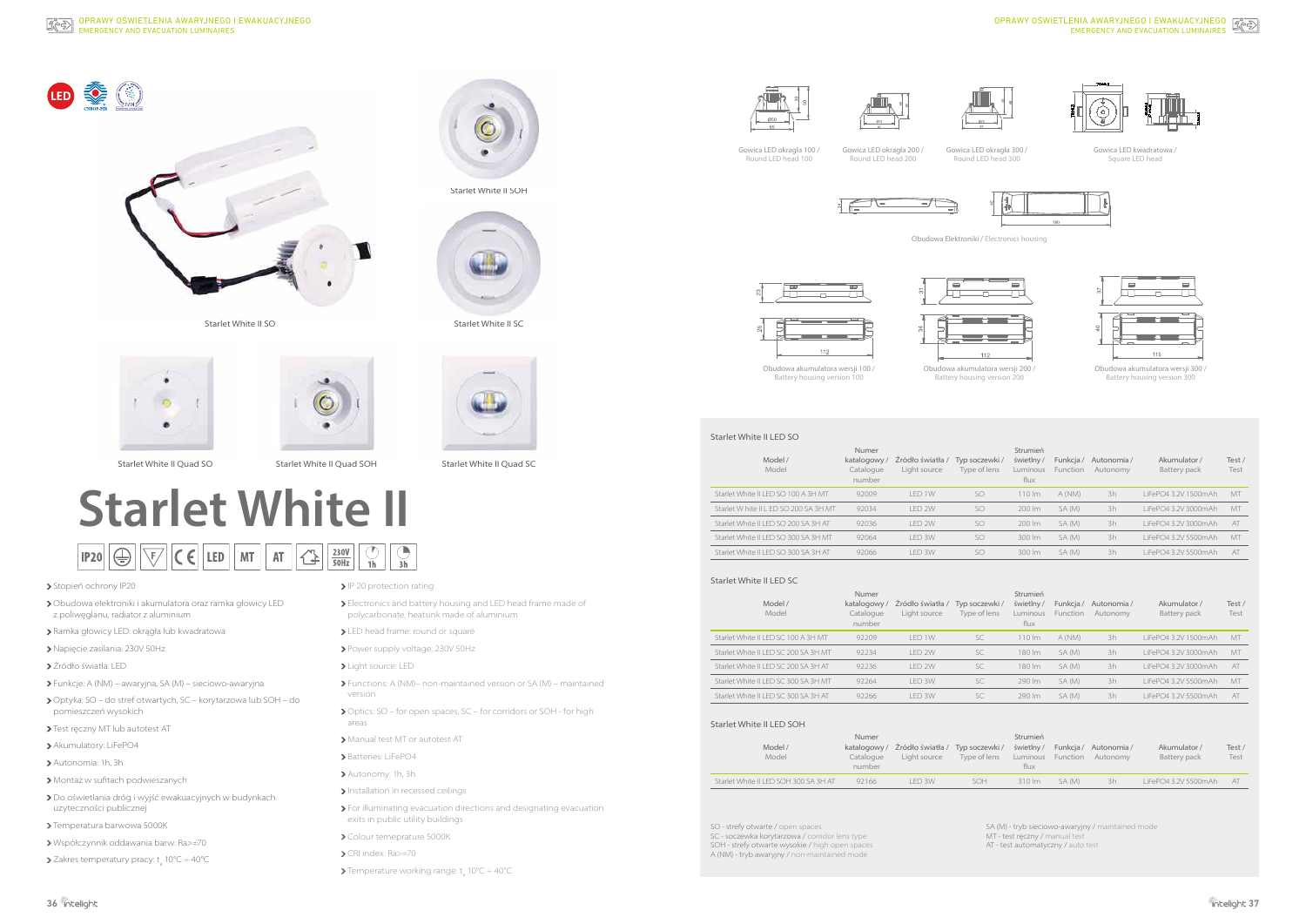Starlet White II SO

Starlet White II SOH

Starlet White II SC

Starlet White II Quad SO

Starlet White II Quad SOH

Starlet White II Quad SC

# Starlet White II

IP20 | LED | MT | AT | 230V 50Hz | 1h | 3h

- Stopień ochrony IP20
- Obudowa elektroniki i akumulatora oraz ramka głowicy LED z poliwęglanu, radiator z aluminium
- Ramka głowicy LED: okrągła lub kwadratowa
- Napięcie zasilania: 230V 50Hz
- Źródło światła: LED
- Funkcje: A (NM) – awaryjna, SA (M) – sieciowo-awaryjna
- Optyka: SO – do stref otwartych, SC – korytarzowa lub SOH – do pomieszczeń wysokich
- Test ręczny MT lub autotest AT
- Akumulatory: LiFePO4
- Autonomia: 1h, 3h
- Montaż w sufitach podwieszanych
- Do oświetlania dróg i wyjść ewakuacyjnych w budynkach użyteczności publicznej
- Temperatura barwowa 5000K
- Współczynnik oddawania barw: Ra>=70
- Zakres temperatury pracy: $t_a$ 10°C ÷ 40°C

- IP 20 protection rating
- Electronics and battery housing and LED head frame made of polycarbonate, heatsink made of aluminium
- LED head frame: round or square
- Power supply voltage: 230V 50Hz
- Light source: LED
- Functions: A (NM)– non-maintained version or SA (M) – maintained version
- Optics: SO – for open spaces, SC – for corridors or SOH - for high areas
- Manual test MT or autotest AT
- Batteries: LiFePO4
- Autonomy: 1h, 3h
- Installation in recessed ceilings
- For illuminating evacuation directions and designating evacuation exits in public utility buildings
- Colour temeperature 5000K
- CRI index: Ra>=70
- Temperature working range: $t_a$ 10°C ÷ 40°C

Gowica LED okrągła 100 / Round LED head 100

Gowica LED okrągła 200 / Round LED head 200

Gowica LED okrągła 300 / Round LED head 300

Gowica LED kwadratowa / Square LED head

Obudowa Elektroniki / Electronics housing

Obudowa akumulatora wersji 100 / Battery housing version 100

Obudowa akumulatora wersji 200 / Battery housing version 200

Obudowa akumulatora wersji 300 / Battery housing version 300

### Starlet White II LED SO

| Model / Model | Numer katalogowy / Catalogue number | Źródło światła / Light source | Typ soczewki / Type of lens | Strumień świetlny / Luminous flux | Funkcja / Function | Autonomia / Autonomy | Akumulator / Battery pack | Test / Test |
|---|---|---|---|---|---|---|---|---|
| Starlet White II LED SO 100 A 3H MT | 92009 | LED 1W | SO | 110 lm | A (NM) | 3h | LiFePO4 3.2V 1500mAh | MT |
| Starlet White II LED SO 200 SA 3H MT | 92034 | LED 2W | SO | 200 lm | SA (M) | 3h | LiFePO4 3.2V 3000mAh | MT |
| Starlet White II LED SO 200 SA 3H AT | 92036 | LED 2W | SO | 200 lm | SA (M) | 3h | LiFePO4 3.2V 3000mAh | AT |
| Starlet White II LED SO 300 SA 3H MT | 92064 | LED 3W | SO | 300 lm | SA (M) | 3h | LiFePO4 3.2V 5500mAh | MT |
| Starlet White II LED SO 300 SA 3H AT | 92066 | LED 3W | SO | 300 lm | SA (M) | 3h | LiFePO4 3.2V 5500mAh | AT |

### Starlet White II LED SC

| Model / Model | Numer katalogowy / Catalogue number | Źródło światła / Light source | Typ soczewki / Type of lens | Strumień świetlny / Luminous flux | Funkcja / Function | Autonomia / Autonomy | Akumulator / Battery pack | Test / Test |
|---|---|---|---|---|---|---|---|---|
| Starlet White II LED SC 100 A 3H MT | 92209 | LED 1W | SC | 110 lm | A (NM) | 3h | LiFePO4 3.2V 1500mAh | MT |
| Starlet White II LED SC 200 SA 3H MT | 92234 | LED 2W | SC | 180 lm | SA (M) | 3h | LiFePO4 3.2V 3000mAh | MT |
| Starlet White II LED SC 200 SA 3H AT | 92236 | LED 2W | SC | 180 lm | SA (M) | 3h | LiFePO4 3.2V 3000mAh | AT |
| Starlet White II LED SC 300 SA 3H MT | 92264 | LED 3W | SC | 290 lm | SA (M) | 3h | LiFePO4 3.2V 5500mAh | MT |
| Starlet White II LED SC 300 SA 3H AT | 92266 | LED 3W | SC | 290 lm | SA (M) | 3h | LiFePO4 3.2V 5500mAh | AT |

### Starlet White II LED SOH

| Model / Model | Numer katalogowy / Catalogue number | Źródło światła / Light source | Typ soczewki / Type of lens | Strumień świetlny / Luminous flux | Funkcja / Function | Autonomia / Autonomy | Akumulator / Battery pack | Test / Test |
|---|---|---|---|---|---|---|---|---|
| Starlet White II LED SOH 300 SA 3H AT | 92166 | LED 3W | SOH | 310 lm | SA (M) | 3h | LiFePO4 3.2V 5500mAh | AT |

SO - strefy otwarte / open spaces
SC - soczewka korytarzowa / corridor lens type
SOH - strefy otwarte wysokie / high open spaces
A (NM) - tryb awaryjny / non-maintained mode

SA (M) - tryb sieciowo-awaryjny / maintained mode
MT - test ręczny / manual test
AT - test automatyczny / auto test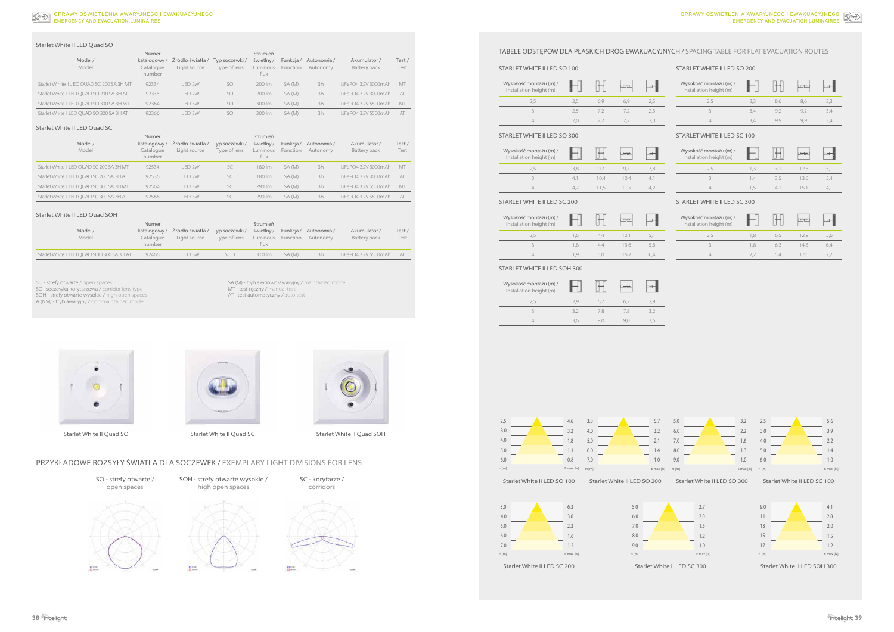## Starlet White II LED Quad SO

| Model / Model | Numer katalogowy / Catalogue number | Źródło światła / Light source | Typ soczewki / Type of lens | Strumień świetlny / Luminous flux | Funkcja / Function | Autonomia / Autonomy | Akumulator / Battery pack | Test / Test |
|---|---|---|---|---|---|---|---|---|
| Starlet White II LED QUAD SO 200 SA 3H MT | 92334 | LED 2W | SO | 200 lm | SA (M) | 3h | LiFePO4 3,2V 3000mAh | MT |
| Starlet White II LED QUAD SO 200 SA 3H AT | 92336 | LED 2W | SO | 200 lm | SA (M) | 3h | LiFePO4 3,2V 3000mAh | AT |
| Starlet White II LED QUAD SO 300 SA 3H MT | 92364 | LED 3W | SO | 300 lm | SA (M) | 3h | LiFePO4 3,2V 5500mAh | MT |
| Starlet White II LED QUAD SO 300 SA 3H AT | 92366 | LED 3W | SO | 300 lm | SA (M) | 3h | LiFePO4 3,2V 5500mAh | AT |

## Starlet White II LED Quad SC

| Model / Model | Numer katalogowy / Catalogue number | Źródło światła / Light source | Typ soczewki / Type of lens | Strumień świetlny / Luminous flux | Funkcja / Function | Autonomia / Autonomy | Akumulator / Battery pack | Test / Test |
|---|---|---|---|---|---|---|---|---|
| Starlet White II LED QUAD SC 200 SA 3H MT | 92534 | LED 2W | SC | 180 lm | SA (M) | 3h | LiFePO4 3,2V 3000mAh | MT |
| Starlet White II LED QUAD SC 200 SA 3H AT | 92536 | LED 2W | SC | 180 lm | SA (M) | 3h | LiFePO4 3,2V 3000mAh | AT |
| Starlet White II LED QUAD SC 300 SA 3H MT | 92564 | LED 3W | SC | 290 lm | SA (M) | 3h | LiFePO4 3,2V 5500mAh | MT |
| Starlet White II LED QUAD SC 300 SA 3H AT | 92566 | LED 3W | SC | 290 lm | SA (M) | 3h | LiFePO4 3,2V 5500mAh | AT |

## Starlet White II LED Quad SOH

| Model / Model | Numer katalogowy / Catalogue number | Źródło światła / Light source | Typ soczewki / Type of lens | Strumień świetlny / Luminous flux | Funkcja / Function | Autonomia / Autonomy | Akumulator / Battery pack | Test / Test |
|---|---|---|---|---|---|---|---|---|
| Starlet White II LED QUAD SOH 300 SA 3H AT | 92466 | LED 3W | SOH | 310 lm | SA (M) | 3h | LiFePO4 3,2V 5500mAh | AT |

SO - strefy otwarte / open spaces
SC - soczewka korytarzowa / corridor lens type
SOH - strefy otwarte wysokie / high open spaces
A (NM) - tryb awaryjny / non-maintained mode

SA (M) - tryb sieciowo-awaryjny / maintained mode
MT - test ręczny / manual test
AT - test automatyczny / auto test

Starlet White II Quad SO

Starlet White II Quad SC

Starlet White II Quad SOH

## PRZYKŁADOWE ROZSYŁY ŚWIATŁA DLA SOCZEWEK / EXEMPLARY LIGHT DIVISIONS FOR LENS

SO - strefy otwarte / open spaces

SOH - strefy otwarte wysokie / high open spaces

SC - korytarze / corridors

## TABELE ODSTĘPÓW DLA PŁASKICH DRÓG EWAKUACYJNYCH / SPACING TABLE FOR FLAT EVACUATION ROUTES

### STARLET WHITE II LED SO 100

| Wysokość montażu (m) / Installation height (m) | | | | |
|---|---|---|---|---|
| 2,5 | 2,5 | 6,9 | 6,9 | 2,5 |
| 3 | 2,5 | 7,2 | 7,2 | 2,5 |
| 4 | 2,0 | 7,2 | 7,2 | 2,0 |

### STARLET WHITE II LED SO 200

| Wysokość montażu (m) / Installation height (m) | | | | |
|---|---|---|---|---|
| 2,5 | 3,3 | 8,6 | 8,6 | 3,3 |
| 3 | 3,4 | 9,2 | 9,2 | 3,4 |
| 4 | 3,4 | 9,9 | 9,9 | 3,4 |

### STARLET WHITE II LED SO 300

| Wysokość montażu (m) / Installation height (m) | | | | |
|---|---|---|---|---|
| 2,5 | 3,8 | 9,7 | 9,7 | 3,8 |
| 3 | 4,1 | 10,4 | 10,4 | 4,1 |
| 4 | 4,2 | 11,5 | 11,5 | 4,2 |

### STARLET WHITE II LED SC 100

| Wysokość montażu (m) / Installation height (m) | | | | |
|---|---|---|---|---|
| 2,5 | 1,3 | 3,1 | 12,3 | 5,1 |
| 3 | 1,4 | 3,5 | 13,6 | 5,4 |
| 4 | 1,5 | 4,1 | 15,1 | 4,1 |

### STARLET WHITE II LED SC 200

| Wysokość montażu (m) / Installation height (m) | | | | |
|---|---|---|---|---|
| 2,5 | 1,6 | 4,4 | 12,1 | 5,1 |
| 3 | 1,8 | 4,4 | 13,6 | 5,8 |
| 4 | 1,9 | 5,0 | 16,2 | 6,4 |

### STARLET WHITE II LED SC 300

| Wysokość montażu (m) / Installation height (m) | | | | |
|---|---|---|---|---|
| 2,5 | 1,8 | 6,5 | 12,9 | 5,6 |
| 3 | 1,8 | 6,3 | 14,8 | 6,4 |
| 4 | 2,2 | 5,4 | 17,6 | 7,2 |

### STARLET WHITE II LED SOH 300

| Wysokość montażu (m) / Installation height (m) | | | | |
|---|---|---|---|---|
| 2,5 | 2,9 | 6,7 | 6,7 | 2,9 |
| 3 | 3,2 | 7,8 | 7,8 | 3,2 |
| 4 | 3,6 | 9,0 | 9,0 | 3,6 |

Starlet White II LED SO 100
H [m]: 2.5, 3.0, 4.0, 5.0, 6.0
E max [lx]: 4.6, 3.2, 1.8, 1.1, 0.8

Starlet White II LED SO 200
H [m]: 3.0, 4.0, 5.0, 6.0, 7.0
E max [lx]: 5.7, 3.2, 2.1, 1.4, 1.0

Starlet White II LED SO 300
H [m]: 5.0, 6.0, 7.0, 8.0, 9.0
E max [lx]: 3.2, 2.2, 1.6, 1.3, 1.0

Starlet White II LED SC 100
H [m]: 2.5, 3.0, 4.0, 5.0, 6.0
E max [lx]: 5.6, 3.9, 2.2, 1.4, 1.0

Starlet White II LED SC 200
H [m]: 3.0, 4.0, 5.0, 6.0, 7.0
E max [lx]: 6.3, 3.6, 2.3, 1.6, 1.2

Starlet White II LED SC 300
H [m]: 5.0, 6.0, 7.0, 8.0, 9.0
E max [lx]: 2.7, 2.0, 1.5, 1.2, 1.0

Starlet White II LED SOH 300
H [m]: 9.0, 11, 13, 15, 17
E max [lx]: 4.1, 2.8, 2.0, 1.5, 1.2